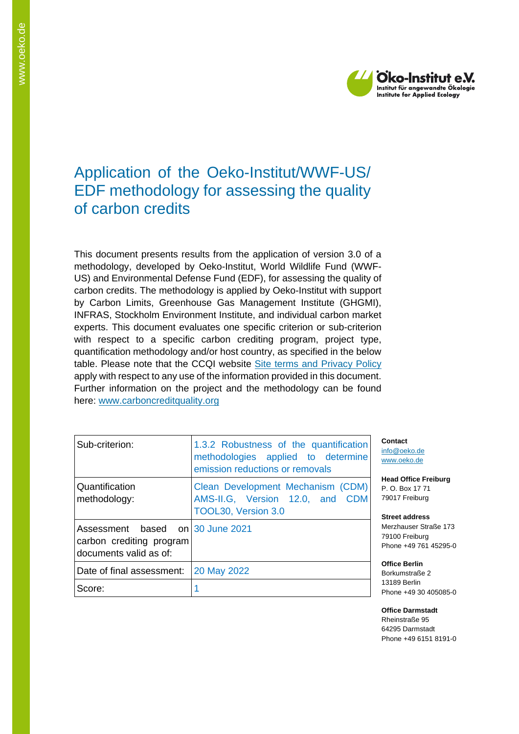# Application of the Oeko-Institut/WWF-US/EDF methodology for assessing the quality of carbon credits

This document presents results from the application of version 3.0 of a methodology, developed by Oeko-Institut, World Wildlife Fund (WWF-US) and Environmental Defense Fund (EDF), for assessing the quality of carbon credits. The methodology is applied by Oeko-Institut with support by Carbon Limits, Greenhouse Gas Management Institute (GHGMI), INFRAS, Stockholm Environment Institute, and individual carbon market experts. This document evaluates one specific criterion or sub-criterion with respect to a specific carbon crediting program, project type, quantification methodology and/or host country, as specified in the below table. Please note that the CCQI website [Site terms and Privacy Policy] apply with respect to any use of the information provided in this document. Further information on the project and the methodology can be found here: www.carboncreditquality.org

| | |
|---|---|
| Sub-criterion: | 1.3.2 Robustness of the quantification methodologies applied to determine emission reductions or removals |
| Quantification methodology: | Clean Development Mechanism (CDM) AMS-II.G, Version 12.0, and CDM TOOL30, Version 3.0 |
| Assessment based on carbon crediting program documents valid as of: | 30 June 2021 |
| Date of final assessment: | 20 May 2022 |
| Score: | 1 |

**Contact**
info@oeko.de
www.oeko.de

**Head Office Freiburg**
P. O. Box 17 71
79017 Freiburg

**Street address**
Merzhauser Straße 173
79100 Freiburg
Phone +49 761 45295-0

**Office Berlin**
Borkumstraße 2
13189 Berlin
Phone +49 30 405085-0

**Office Darmstadt**
Rheinstraße 95
64295 Darmstadt
Phone +49 6151 8191-0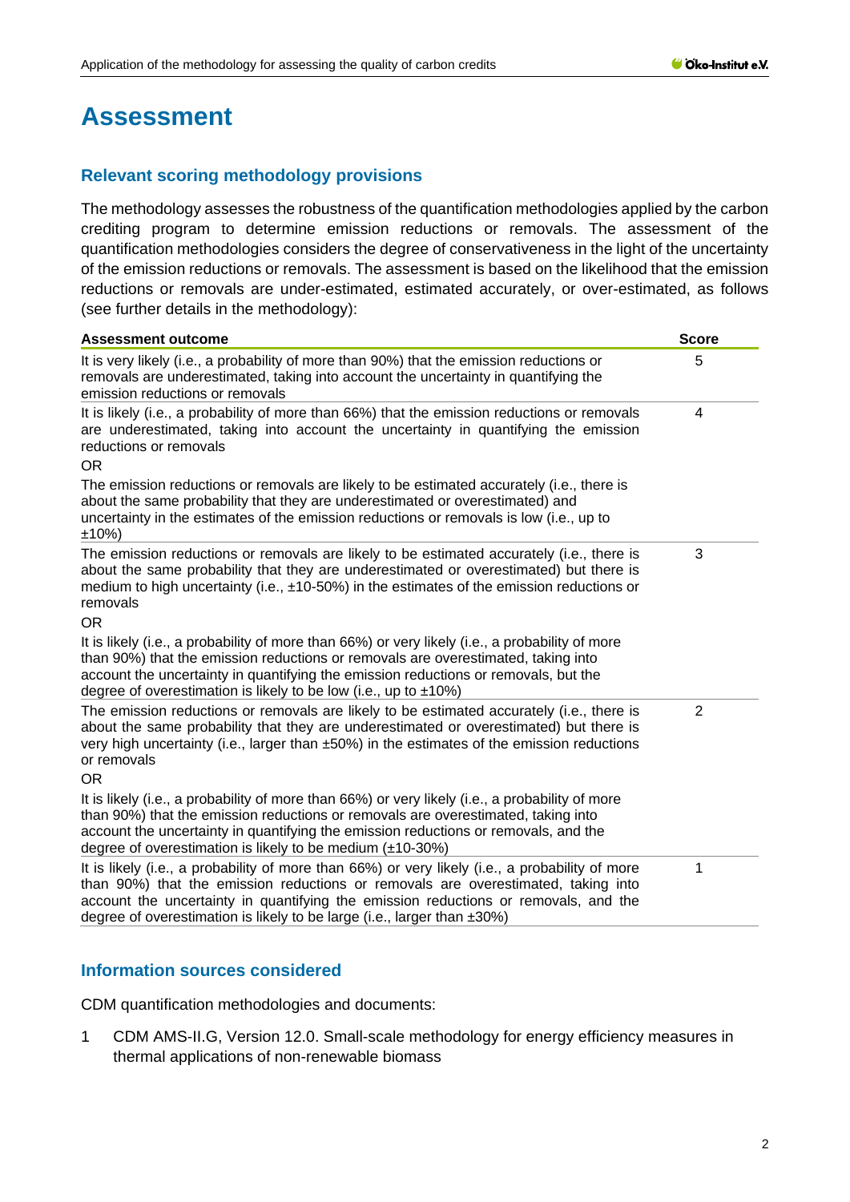# Assessment

## Relevant scoring methodology provisions

The methodology assesses the robustness of the quantification methodologies applied by the carbon crediting program to determine emission reductions or removals. The assessment of the quantification methodologies considers the degree of conservativeness in the light of the uncertainty of the emission reductions or removals. The assessment is based on the likelihood that the emission reductions or removals are under-estimated, estimated accurately, or over-estimated, as follows (see further details in the methodology):

| Assessment outcome | Score |
|---|---|
| It is very likely (i.e., a probability of more than 90%) that the emission reductions or removals are underestimated, taking into account the uncertainty in quantifying the emission reductions or removals | 5 |
| It is likely (i.e., a probability of more than 66%) that the emission reductions or removals are underestimated, taking into account the uncertainty in quantifying the emission reductions or removals<br>OR<br>The emission reductions or removals are likely to be estimated accurately (i.e., there is about the same probability that they are underestimated or overestimated) and uncertainty in the estimates of the emission reductions or removals is low (i.e., up to ±10%) | 4 |
| The emission reductions or removals are likely to be estimated accurately (i.e., there is about the same probability that they are underestimated or overestimated) but there is medium to high uncertainty (i.e., ±10-50%) in the estimates of the emission reductions or removals<br>OR<br>It is likely (i.e., a probability of more than 66%) or very likely (i.e., a probability of more than 90%) that the emission reductions or removals are overestimated, taking into account the uncertainty in quantifying the emission reductions or removals, but the degree of overestimation is likely to be low (i.e., up to ±10%) | 3 |
| The emission reductions or removals are likely to be estimated accurately (i.e., there is about the same probability that they are underestimated or overestimated) but there is very high uncertainty (i.e., larger than ±50%) in the estimates of the emission reductions or removals<br>OR<br>It is likely (i.e., a probability of more than 66%) or very likely (i.e., a probability of more than 90%) that the emission reductions or removals are overestimated, taking into account the uncertainty in quantifying the emission reductions or removals, and the degree of overestimation is likely to be medium (±10-30%) | 2 |
| It is likely (i.e., a probability of more than 66%) or very likely (i.e., a probability of more than 90%) that the emission reductions or removals are overestimated, taking into account the uncertainty in quantifying the emission reductions or removals, and the degree of overestimation is likely to be large (i.e., larger than ±30%) | 1 |

## Information sources considered

CDM quantification methodologies and documents:

1. CDM AMS-II.G, Version 12.0. Small-scale methodology for energy efficiency measures in thermal applications of non-renewable biomass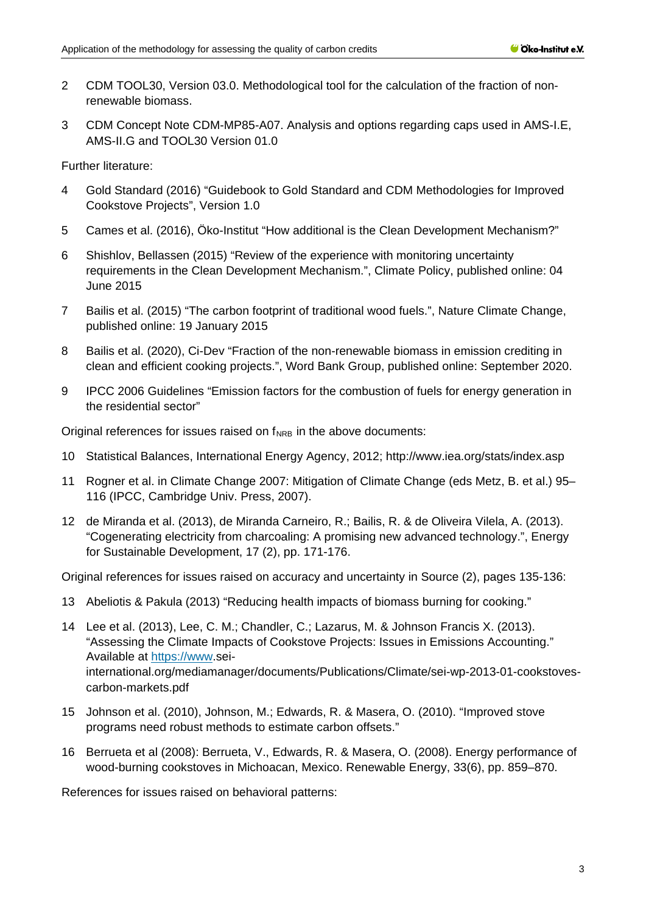2 CDM TOOL30, Version 03.0. Methodological tool for the calculation of the fraction of non-renewable biomass.

3 CDM Concept Note CDM-MP85-A07. Analysis and options regarding caps used in AMS-I.E, AMS-II.G and TOOL30 Version 01.0

Further literature:

4 Gold Standard (2016) "Guidebook to Gold Standard and CDM Methodologies for Improved Cookstove Projects", Version 1.0

5 Cames et al. (2016), Öko-Institut "How additional is the Clean Development Mechanism?"

6 Shishlov, Bellassen (2015) "Review of the experience with monitoring uncertainty requirements in the Clean Development Mechanism.", Climate Policy, published online: 04 June 2015

7 Bailis et al. (2015) "The carbon footprint of traditional wood fuels.", Nature Climate Change, published online: 19 January 2015

8 Bailis et al. (2020), Ci-Dev "Fraction of the non-renewable biomass in emission crediting in clean and efficient cooking projects.", Word Bank Group, published online: September 2020.

9 IPCC 2006 Guidelines "Emission factors for the combustion of fuels for energy generation in the residential sector"

Original references for issues raised on $f_{NRB}$ in the above documents:

10 Statistical Balances, International Energy Agency, 2012; http://www.iea.org/stats/index.asp

11 Rogner et al. in Climate Change 2007: Mitigation of Climate Change (eds Metz, B. et al.) 95–116 (IPCC, Cambridge Univ. Press, 2007).

12 de Miranda et al. (2013), de Miranda Carneiro, R.; Bailis, R. & de Oliveira Vilela, A. (2013). "Cogenerating electricity from charcoaling: A promising new advanced technology.", Energy for Sustainable Development, 17 (2), pp. 171-176.

Original references for issues raised on accuracy and uncertainty in Source (2), pages 135-136:

13 Abeliotis & Pakula (2013) "Reducing health impacts of biomass burning for cooking."

14 Lee et al. (2013), Lee, C. M.; Chandler, C.; Lazarus, M. & Johnson Francis X. (2013). "Assessing the Climate Impacts of Cookstove Projects: Issues in Emissions Accounting." Available at https://www.sei-international.org/mediamanager/documents/Publications/Climate/sei-wp-2013-01-cookstoves-carbon-markets.pdf

15 Johnson et al. (2010), Johnson, M.; Edwards, R. & Masera, O. (2010). "Improved stove programs need robust methods to estimate carbon offsets."

16 Berrueta et al (2008): Berrueta, V., Edwards, R. & Masera, O. (2008). Energy performance of wood-burning cookstoves in Michoacan, Mexico. Renewable Energy, 33(6), pp. 859–870.

References for issues raised on behavioral patterns: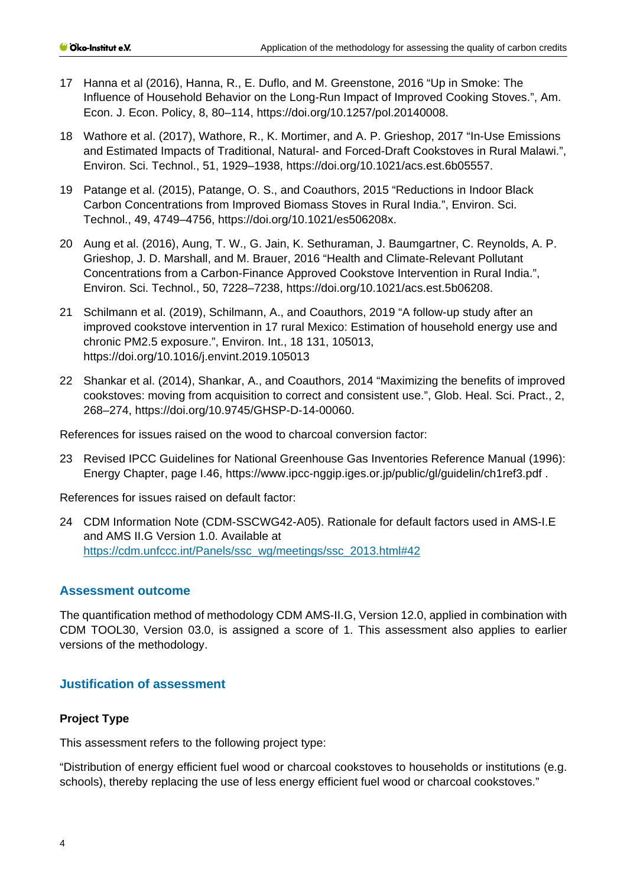17 Hanna et al (2016), Hanna, R., E. Duflo, and M. Greenstone, 2016 "Up in Smoke: The Influence of Household Behavior on the Long-Run Impact of Improved Cooking Stoves.", Am. Econ. J. Econ. Policy, 8, 80–114, https://doi.org/10.1257/pol.20140008.

18 Wathore et al. (2017), Wathore, R., K. Mortimer, and A. P. Grieshop, 2017 "In-Use Emissions and Estimated Impacts of Traditional, Natural- and Forced-Draft Cookstoves in Rural Malawi.", Environ. Sci. Technol., 51, 1929–1938, https://doi.org/10.1021/acs.est.6b05557.

19 Patange et al. (2015), Patange, O. S., and Coauthors, 2015 "Reductions in Indoor Black Carbon Concentrations from Improved Biomass Stoves in Rural India.", Environ. Sci. Technol., 49, 4749–4756, https://doi.org/10.1021/es506208x.

20 Aung et al. (2016), Aung, T. W., G. Jain, K. Sethuraman, J. Baumgartner, C. Reynolds, A. P. Grieshop, J. D. Marshall, and M. Brauer, 2016 "Health and Climate-Relevant Pollutant Concentrations from a Carbon-Finance Approved Cookstove Intervention in Rural India.", Environ. Sci. Technol., 50, 7228–7238, https://doi.org/10.1021/acs.est.5b06208.

21 Schilmann et al. (2019), Schilmann, A., and Coauthors, 2019 "A follow-up study after an improved cookstove intervention in 17 rural Mexico: Estimation of household energy use and chronic PM2.5 exposure.", Environ. Int., 18 131, 105013, https://doi.org/10.1016/j.envint.2019.105013

22 Shankar et al. (2014), Shankar, A., and Coauthors, 2014 "Maximizing the benefits of improved cookstoves: moving from acquisition to correct and consistent use.", Glob. Heal. Sci. Pract., 2, 268–274, https://doi.org/10.9745/GHSP-D-14-00060.

References for issues raised on the wood to charcoal conversion factor:

23 Revised IPCC Guidelines for National Greenhouse Gas Inventories Reference Manual (1996): Energy Chapter, page I.46, https://www.ipcc-nggip.iges.or.jp/public/gl/guidelin/ch1ref3.pdf .

References for issues raised on default factor:

24 CDM Information Note (CDM-SSCWG42-A05). Rationale for default factors used in AMS-I.E and AMS II.G Version 1.0. Available at https://cdm.unfccc.int/Panels/ssc_wg/meetings/ssc_2013.html#42

## Assessment outcome

The quantification method of methodology CDM AMS-II.G, Version 12.0, applied in combination with CDM TOOL30, Version 03.0, is assigned a score of 1. This assessment also applies to earlier versions of the methodology.

## Justification of assessment

### Project Type

This assessment refers to the following project type:

"Distribution of energy efficient fuel wood or charcoal cookstoves to households or institutions (e.g. schools), thereby replacing the use of less energy efficient fuel wood or charcoal cookstoves."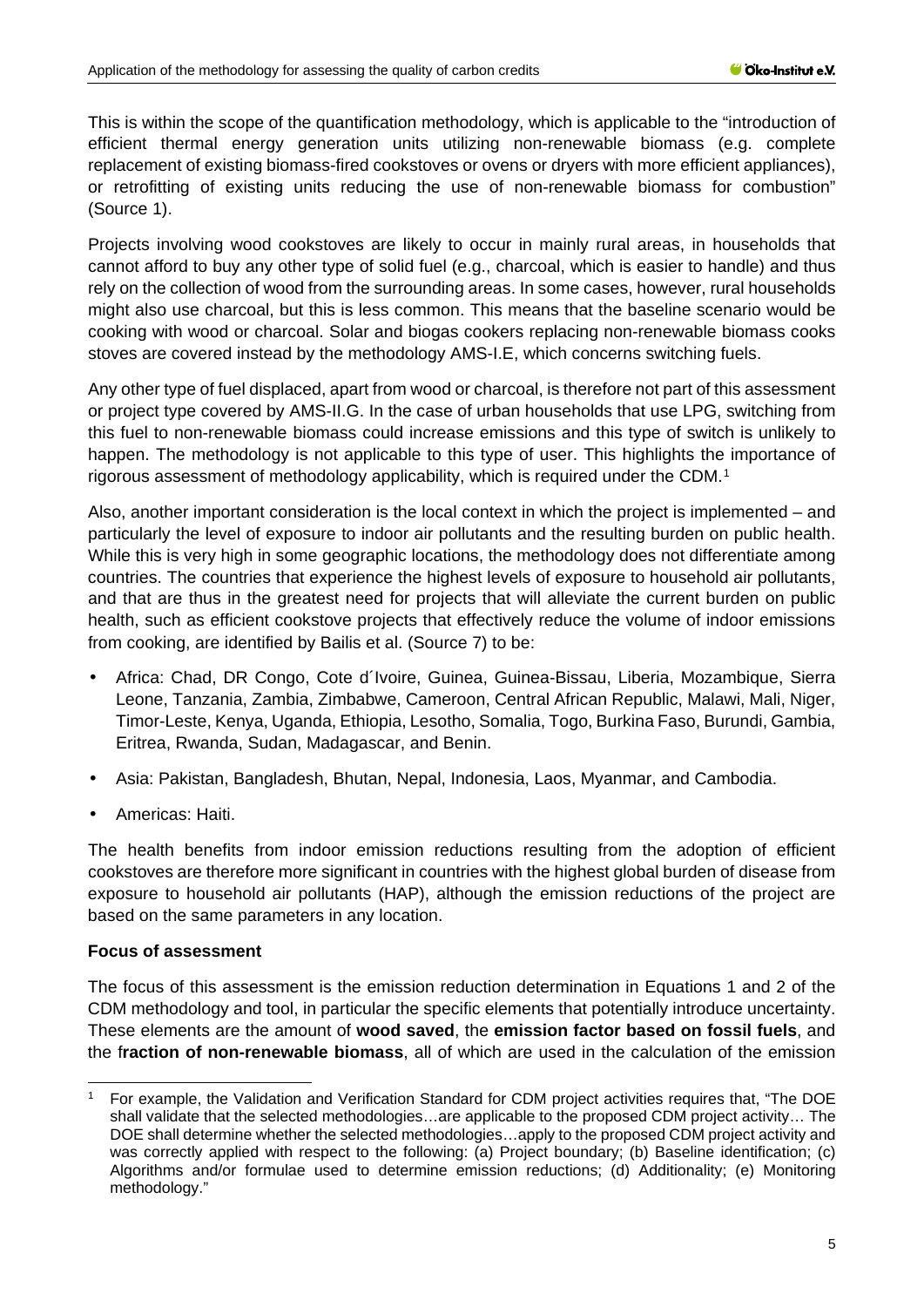This is within the scope of the quantification methodology, which is applicable to the "introduction of efficient thermal energy generation units utilizing non-renewable biomass (e.g. complete replacement of existing biomass-fired cookstoves or ovens or dryers with more efficient appliances), or retrofitting of existing units reducing the use of non-renewable biomass for combustion" (Source 1).

Projects involving wood cookstoves are likely to occur in mainly rural areas, in households that cannot afford to buy any other type of solid fuel (e.g., charcoal, which is easier to handle) and thus rely on the collection of wood from the surrounding areas. In some cases, however, rural households might also use charcoal, but this is less common. This means that the baseline scenario would be cooking with wood or charcoal. Solar and biogas cookers replacing non-renewable biomass cooks stoves are covered instead by the methodology AMS-I.E, which concerns switching fuels.

Any other type of fuel displaced, apart from wood or charcoal, is therefore not part of this assessment or project type covered by AMS-II.G. In the case of urban households that use LPG, switching from this fuel to non-renewable biomass could increase emissions and this type of switch is unlikely to happen. The methodology is not applicable to this type of user. This highlights the importance of rigorous assessment of methodology applicability, which is required under the CDM.[1]

Also, another important consideration is the local context in which the project is implemented – and particularly the level of exposure to indoor air pollutants and the resulting burden on public health. While this is very high in some geographic locations, the methodology does not differentiate among countries. The countries that experience the highest levels of exposure to household air pollutants, and that are thus in the greatest need for projects that will alleviate the current burden on public health, such as efficient cookstove projects that effectively reduce the volume of indoor emissions from cooking, are identified by Bailis et al. (Source 7) to be:

- Africa: Chad, DR Congo, Cote d´Ivoire, Guinea, Guinea-Bissau, Liberia, Mozambique, Sierra Leone, Tanzania, Zambia, Zimbabwe, Cameroon, Central African Republic, Malawi, Mali, Niger, Timor-Leste, Kenya, Uganda, Ethiopia, Lesotho, Somalia, Togo, Burkina Faso, Burundi, Gambia, Eritrea, Rwanda, Sudan, Madagascar, and Benin.
- Asia: Pakistan, Bangladesh, Bhutan, Nepal, Indonesia, Laos, Myanmar, and Cambodia.
- Americas: Haiti.

The health benefits from indoor emission reductions resulting from the adoption of efficient cookstoves are therefore more significant in countries with the highest global burden of disease from exposure to household air pollutants (HAP), although the emission reductions of the project are based on the same parameters in any location.

**Focus of assessment**

The focus of this assessment is the emission reduction determination in Equations 1 and 2 of the CDM methodology and tool, in particular the specific elements that potentially introduce uncertainty. These elements are the amount of **wood saved**, the **emission factor based on fossil fuels**, and the f**raction of non-renewable biomass**, all of which are used in the calculation of the emission

[1] For example, the Validation and Verification Standard for CDM project activities requires that, "The DOE shall validate that the selected methodologies…are applicable to the proposed CDM project activity… The DOE shall determine whether the selected methodologies…apply to the proposed CDM project activity and was correctly applied with respect to the following: (a) Project boundary; (b) Baseline identification; (c) Algorithms and/or formulae used to determine emission reductions; (d) Additionality; (e) Monitoring methodology."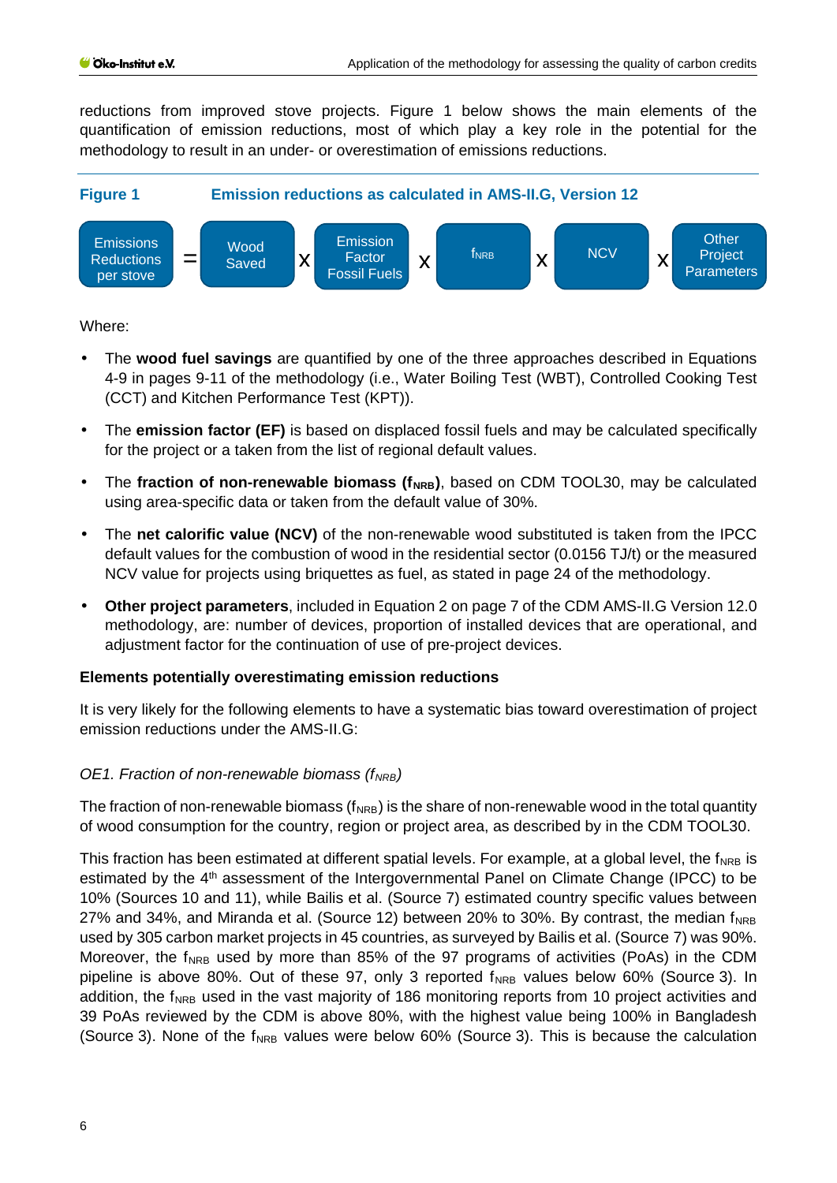reductions from improved stove projects. Figure 1 below shows the main elements of the quantification of emission reductions, most of which play a key role in the potential for the methodology to result in an under- or overestimation of emissions reductions.

**Figure 1 Emission reductions as calculated in AMS-II.G, Version 12**

Emissions Reductions per stove = Wood Saved x Emission Factor Fossil Fuels x $f_{NRB}$ x NCV x Other Project Parameters

Where:

- The **wood fuel savings** are quantified by one of the three approaches described in Equations 4-9 in pages 9-11 of the methodology (i.e., Water Boiling Test (WBT), Controlled Cooking Test (CCT) and Kitchen Performance Test (KPT)).
- The **emission factor (EF)** is based on displaced fossil fuels and may be calculated specifically for the project or a taken from the list of regional default values.
- The **fraction of non-renewable biomass ($f_{NRB}$)**, based on CDM TOOL30, may be calculated using area-specific data or taken from the default value of 30%.
- The **net calorific value (NCV)** of the non-renewable wood substituted is taken from the IPCC default values for the combustion of wood in the residential sector (0.0156 TJ/t) or the measured NCV value for projects using briquettes as fuel, as stated in page 24 of the methodology.
- **Other project parameters**, included in Equation 2 on page 7 of the CDM AMS-II.G Version 12.0 methodology, are: number of devices, proportion of installed devices that are operational, and adjustment factor for the continuation of use of pre-project devices.

**Elements potentially overestimating emission reductions**

It is very likely for the following elements to have a systematic bias toward overestimation of project emission reductions under the AMS-II.G:

*OE1. Fraction of non-renewable biomass ($f_{NRB}$)*

The fraction of non-renewable biomass ($f_{NRB}$) is the share of non-renewable wood in the total quantity of wood consumption for the country, region or project area, as described by in the CDM TOOL30.

This fraction has been estimated at different spatial levels. For example, at a global level, the $f_{NRB}$ is estimated by the 4th assessment of the Intergovernmental Panel on Climate Change (IPCC) to be 10% (Sources 10 and 11), while Bailis et al. (Source 7) estimated country specific values between 27% and 34%, and Miranda et al. (Source 12) between 20% to 30%. By contrast, the median $f_{NRB}$ used by 305 carbon market projects in 45 countries, as surveyed by Bailis et al. (Source 7) was 90%. Moreover, the $f_{NRB}$ used by more than 85% of the 97 programs of activities (PoAs) in the CDM pipeline is above 80%. Out of these 97, only 3 reported $f_{NRB}$ values below 60% (Source 3). In addition, the $f_{NRB}$ used in the vast majority of 186 monitoring reports from 10 project activities and 39 PoAs reviewed by the CDM is above 80%, with the highest value being 100% in Bangladesh (Source 3). None of the $f_{NRB}$ values were below 60% (Source 3). This is because the calculation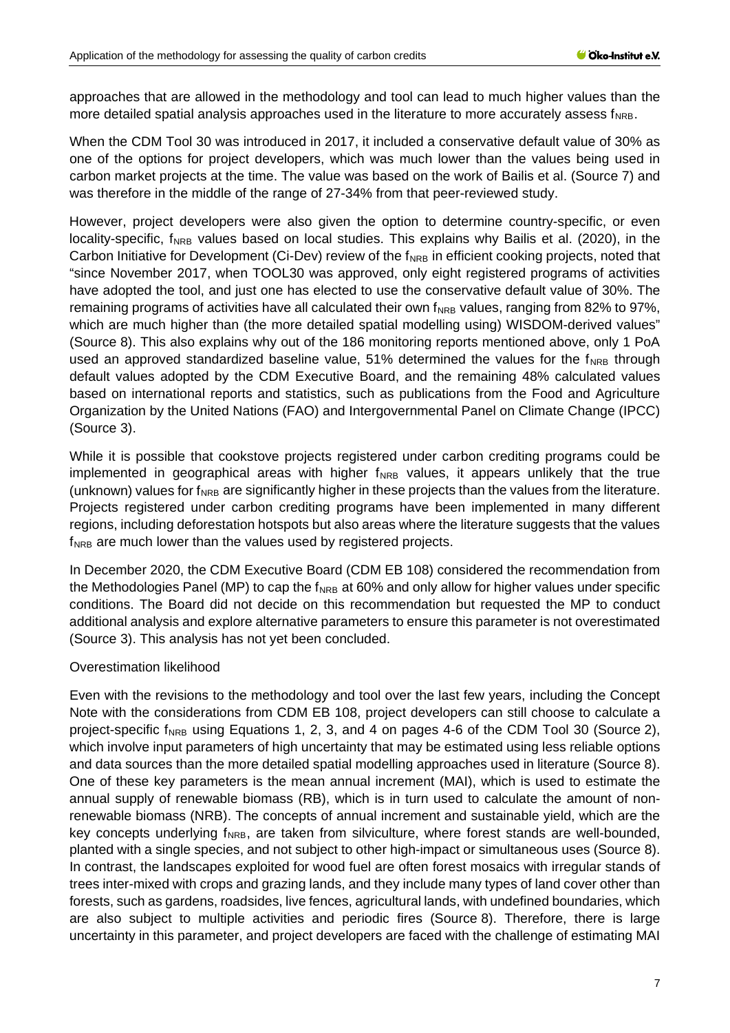approaches that are allowed in the methodology and tool can lead to much higher values than the more detailed spatial analysis approaches used in the literature to more accurately assess $f_{NRB}$.

When the CDM Tool 30 was introduced in 2017, it included a conservative default value of 30% as one of the options for project developers, which was much lower than the values being used in carbon market projects at the time. The value was based on the work of Bailis et al. (Source 7) and was therefore in the middle of the range of 27-34% from that peer-reviewed study.

However, project developers were also given the option to determine country-specific, or even locality-specific, $f_{NRB}$ values based on local studies. This explains why Bailis et al. (2020), in the Carbon Initiative for Development (Ci-Dev) review of the $f_{NRB}$ in efficient cooking projects, noted that "since November 2017, when TOOL30 was approved, only eight registered programs of activities have adopted the tool, and just one has elected to use the conservative default value of 30%. The remaining programs of activities have all calculated their own $f_{NRB}$ values, ranging from 82% to 97%, which are much higher than (the more detailed spatial modelling using) WISDOM-derived values" (Source 8). This also explains why out of the 186 monitoring reports mentioned above, only 1 PoA used an approved standardized baseline value, 51% determined the values for the $f_{NRB}$ through default values adopted by the CDM Executive Board, and the remaining 48% calculated values based on international reports and statistics, such as publications from the Food and Agriculture Organization by the United Nations (FAO) and Intergovernmental Panel on Climate Change (IPCC) (Source 3).

While it is possible that cookstove projects registered under carbon crediting programs could be implemented in geographical areas with higher $f_{NRB}$ values, it appears unlikely that the true (unknown) values for $f_{NRB}$ are significantly higher in these projects than the values from the literature. Projects registered under carbon crediting programs have been implemented in many different regions, including deforestation hotspots but also areas where the literature suggests that the values $f_{NRB}$ are much lower than the values used by registered projects.

In December 2020, the CDM Executive Board (CDM EB 108) considered the recommendation from the Methodologies Panel (MP) to cap the $f_{NRB}$ at 60% and only allow for higher values under specific conditions. The Board did not decide on this recommendation but requested the MP to conduct additional analysis and explore alternative parameters to ensure this parameter is not overestimated (Source 3). This analysis has not yet been concluded.

Overestimation likelihood

Even with the revisions to the methodology and tool over the last few years, including the Concept Note with the considerations from CDM EB 108, project developers can still choose to calculate a project-specific $f_{NRB}$ using Equations 1, 2, 3, and 4 on pages 4-6 of the CDM Tool 30 (Source 2), which involve input parameters of high uncertainty that may be estimated using less reliable options and data sources than the more detailed spatial modelling approaches used in literature (Source 8). One of these key parameters is the mean annual increment (MAI), which is used to estimate the annual supply of renewable biomass (RB), which is in turn used to calculate the amount of non-renewable biomass (NRB). The concepts of annual increment and sustainable yield, which are the key concepts underlying $f_{NRB}$, are taken from silviculture, where forest stands are well-bounded, planted with a single species, and not subject to other high-impact or simultaneous uses (Source 8). In contrast, the landscapes exploited for wood fuel are often forest mosaics with irregular stands of trees inter-mixed with crops and grazing lands, and they include many types of land cover other than forests, such as gardens, roadsides, live fences, agricultural lands, with undefined boundaries, which are also subject to multiple activities and periodic fires (Source 8). Therefore, there is large uncertainty in this parameter, and project developers are faced with the challenge of estimating MAI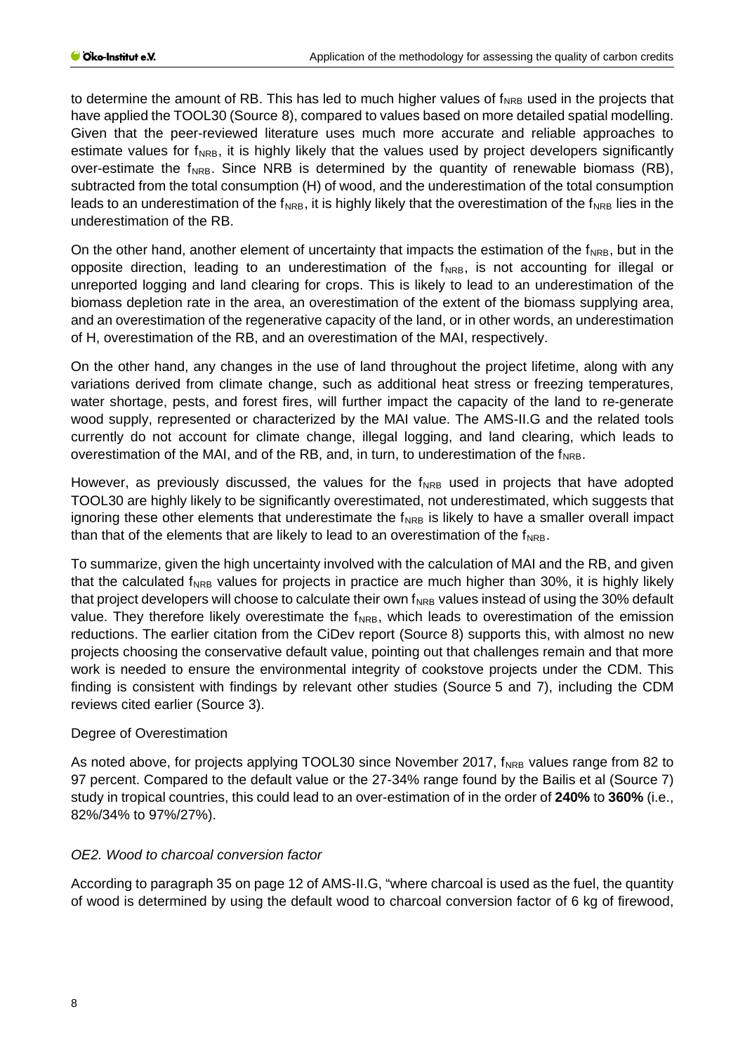to determine the amount of RB. This has led to much higher values of $f_{NRB}$ used in the projects that have applied the TOOL30 (Source 8), compared to values based on more detailed spatial modelling. Given that the peer-reviewed literature uses much more accurate and reliable approaches to estimate values for $f_{NRB}$, it is highly likely that the values used by project developers significantly over-estimate the $f_{NRB}$. Since NRB is determined by the quantity of renewable biomass (RB), subtracted from the total consumption (H) of wood, and the underestimation of the total consumption leads to an underestimation of the $f_{NRB}$, it is highly likely that the overestimation of the $f_{NRB}$ lies in the underestimation of the RB.

On the other hand, another element of uncertainty that impacts the estimation of the $f_{NRB}$, but in the opposite direction, leading to an underestimation of the $f_{NRB}$, is not accounting for illegal or unreported logging and land clearing for crops. This is likely to lead to an underestimation of the biomass depletion rate in the area, an overestimation of the extent of the biomass supplying area, and an overestimation of the regenerative capacity of the land, or in other words, an underestimation of H, overestimation of the RB, and an overestimation of the MAI, respectively.

On the other hand, any changes in the use of land throughout the project lifetime, along with any variations derived from climate change, such as additional heat stress or freezing temperatures, water shortage, pests, and forest fires, will further impact the capacity of the land to re-generate wood supply, represented or characterized by the MAI value. The AMS-II.G and the related tools currently do not account for climate change, illegal logging, and land clearing, which leads to overestimation of the MAI, and of the RB, and, in turn, to underestimation of the $f_{NRB}$.

However, as previously discussed, the values for the $f_{NRB}$ used in projects that have adopted TOOL30 are highly likely to be significantly overestimated, not underestimated, which suggests that ignoring these other elements that underestimate the $f_{NRB}$ is likely to have a smaller overall impact than that of the elements that are likely to lead to an overestimation of the $f_{NRB}$.

To summarize, given the high uncertainty involved with the calculation of MAI and the RB, and given that the calculated $f_{NRB}$ values for projects in practice are much higher than 30%, it is highly likely that project developers will choose to calculate their own $f_{NRB}$ values instead of using the 30% default value. They therefore likely overestimate the $f_{NRB}$, which leads to overestimation of the emission reductions. The earlier citation from the CiDev report (Source 8) supports this, with almost no new projects choosing the conservative default value, pointing out that challenges remain and that more work is needed to ensure the environmental integrity of cookstove projects under the CDM. This finding is consistent with findings by relevant other studies (Source 5 and 7), including the CDM reviews cited earlier (Source 3).

Degree of Overestimation

As noted above, for projects applying TOOL30 since November 2017, $f_{NRB}$ values range from 82 to 97 percent. Compared to the default value or the 27-34% range found by the Bailis et al (Source 7) study in tropical countries, this could lead to an over-estimation of in the order of **240%** to **360%** (i.e., 82%/34% to 97%/27%).

*OE2. Wood to charcoal conversion factor*

According to paragraph 35 on page 12 of AMS-II.G, "where charcoal is used as the fuel, the quantity of wood is determined by using the default wood to charcoal conversion factor of 6 kg of firewood,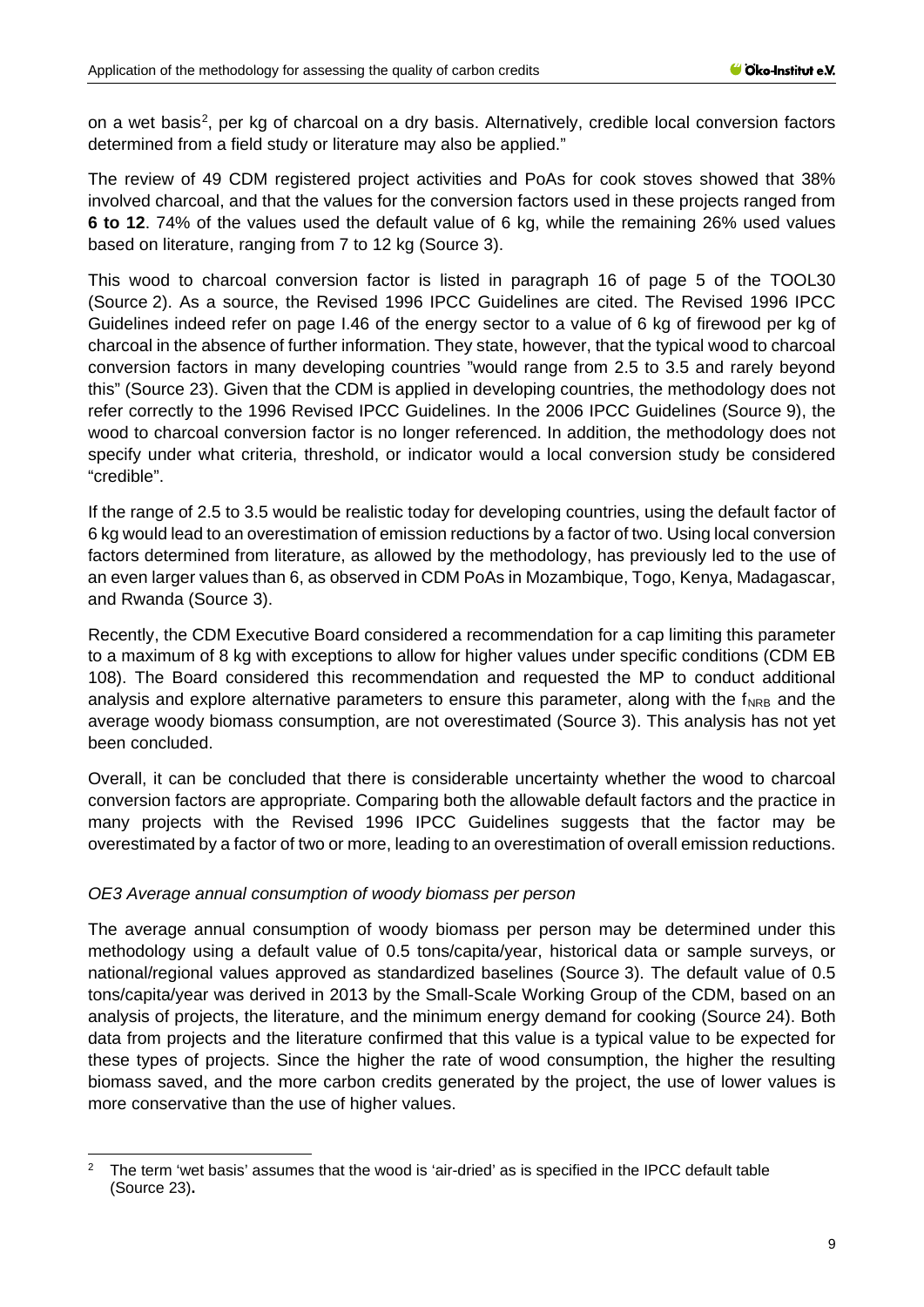on a wet basis[2], per kg of charcoal on a dry basis. Alternatively, credible local conversion factors determined from a field study or literature may also be applied."

The review of 49 CDM registered project activities and PoAs for cook stoves showed that 38% involved charcoal, and that the values for the conversion factors used in these projects ranged from **6 to 12**. 74% of the values used the default value of 6 kg, while the remaining 26% used values based on literature, ranging from 7 to 12 kg (Source 3).

This wood to charcoal conversion factor is listed in paragraph 16 of page 5 of the TOOL30 (Source 2). As a source, the Revised 1996 IPCC Guidelines are cited. The Revised 1996 IPCC Guidelines indeed refer on page I.46 of the energy sector to a value of 6 kg of firewood per kg of charcoal in the absence of further information. They state, however, that the typical wood to charcoal conversion factors in many developing countries "would range from 2.5 to 3.5 and rarely beyond this" (Source 23). Given that the CDM is applied in developing countries, the methodology does not refer correctly to the 1996 Revised IPCC Guidelines. In the 2006 IPCC Guidelines (Source 9), the wood to charcoal conversion factor is no longer referenced. In addition, the methodology does not specify under what criteria, threshold, or indicator would a local conversion study be considered "credible".

If the range of 2.5 to 3.5 would be realistic today for developing countries, using the default factor of 6 kg would lead to an overestimation of emission reductions by a factor of two. Using local conversion factors determined from literature, as allowed by the methodology, has previously led to the use of an even larger values than 6, as observed in CDM PoAs in Mozambique, Togo, Kenya, Madagascar, and Rwanda (Source 3).

Recently, the CDM Executive Board considered a recommendation for a cap limiting this parameter to a maximum of 8 kg with exceptions to allow for higher values under specific conditions (CDM EB 108). The Board considered this recommendation and requested the MP to conduct additional analysis and explore alternative parameters to ensure this parameter, along with the $f_{NRB}$ and the average woody biomass consumption, are not overestimated (Source 3). This analysis has not yet been concluded.

Overall, it can be concluded that there is considerable uncertainty whether the wood to charcoal conversion factors are appropriate. Comparing both the allowable default factors and the practice in many projects with the Revised 1996 IPCC Guidelines suggests that the factor may be overestimated by a factor of two or more, leading to an overestimation of overall emission reductions.

*OE3 Average annual consumption of woody biomass per person*

The average annual consumption of woody biomass per person may be determined under this methodology using a default value of 0.5 tons/capita/year, historical data or sample surveys, or national/regional values approved as standardized baselines (Source 3). The default value of 0.5 tons/capita/year was derived in 2013 by the Small-Scale Working Group of the CDM, based on an analysis of projects, the literature, and the minimum energy demand for cooking (Source 24). Both data from projects and the literature confirmed that this value is a typical value to be expected for these types of projects. Since the higher the rate of wood consumption, the higher the resulting biomass saved, and the more carbon credits generated by the project, the use of lower values is more conservative than the use of higher values.

[2] The term 'wet basis' assumes that the wood is 'air-dried' as is specified in the IPCC default table (Source 23).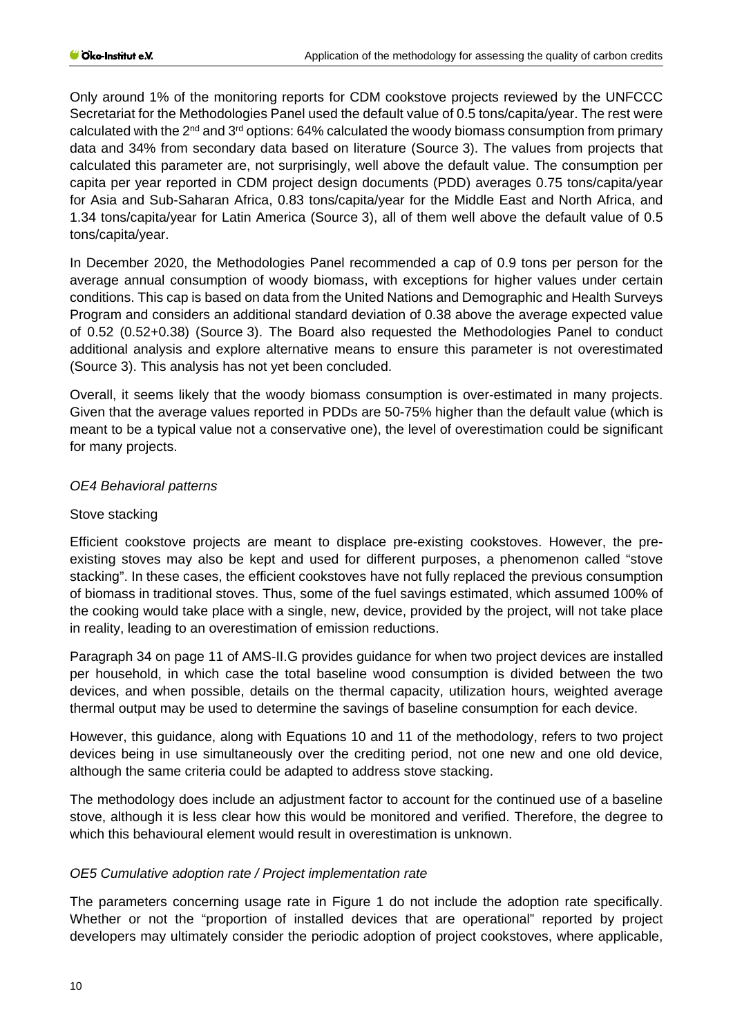Only around 1% of the monitoring reports for CDM cookstove projects reviewed by the UNFCCC Secretariat for the Methodologies Panel used the default value of 0.5 tons/capita/year. The rest were calculated with the 2[nd] and 3[rd] options: 64% calculated the woody biomass consumption from primary data and 34% from secondary data based on literature (Source 3). The values from projects that calculated this parameter are, not surprisingly, well above the default value. The consumption per capita per year reported in CDM project design documents (PDD) averages 0.75 tons/capita/year for Asia and Sub-Saharan Africa, 0.83 tons/capita/year for the Middle East and North Africa, and 1.34 tons/capita/year for Latin America (Source 3), all of them well above the default value of 0.5 tons/capita/year.

In December 2020, the Methodologies Panel recommended a cap of 0.9 tons per person for the average annual consumption of woody biomass, with exceptions for higher values under certain conditions. This cap is based on data from the United Nations and Demographic and Health Surveys Program and considers an additional standard deviation of 0.38 above the average expected value of 0.52 (0.52+0.38) (Source 3). The Board also requested the Methodologies Panel to conduct additional analysis and explore alternative means to ensure this parameter is not overestimated (Source 3). This analysis has not yet been concluded.

Overall, it seems likely that the woody biomass consumption is over-estimated in many projects. Given that the average values reported in PDDs are 50-75% higher than the default value (which is meant to be a typical value not a conservative one), the level of overestimation could be significant for many projects.

*OE4 Behavioral patterns*

Stove stacking

Efficient cookstove projects are meant to displace pre-existing cookstoves. However, the pre-existing stoves may also be kept and used for different purposes, a phenomenon called "stove stacking". In these cases, the efficient cookstoves have not fully replaced the previous consumption of biomass in traditional stoves. Thus, some of the fuel savings estimated, which assumed 100% of the cooking would take place with a single, new, device, provided by the project, will not take place in reality, leading to an overestimation of emission reductions.

Paragraph 34 on page 11 of AMS-II.G provides guidance for when two project devices are installed per household, in which case the total baseline wood consumption is divided between the two devices, and when possible, details on the thermal capacity, utilization hours, weighted average thermal output may be used to determine the savings of baseline consumption for each device.

However, this guidance, along with Equations 10 and 11 of the methodology, refers to two project devices being in use simultaneously over the crediting period, not one new and one old device, although the same criteria could be adapted to address stove stacking.

The methodology does include an adjustment factor to account for the continued use of a baseline stove, although it is less clear how this would be monitored and verified. Therefore, the degree to which this behavioural element would result in overestimation is unknown.

*OE5 Cumulative adoption rate / Project implementation rate*

The parameters concerning usage rate in Figure 1 do not include the adoption rate specifically. Whether or not the "proportion of installed devices that are operational" reported by project developers may ultimately consider the periodic adoption of project cookstoves, where applicable,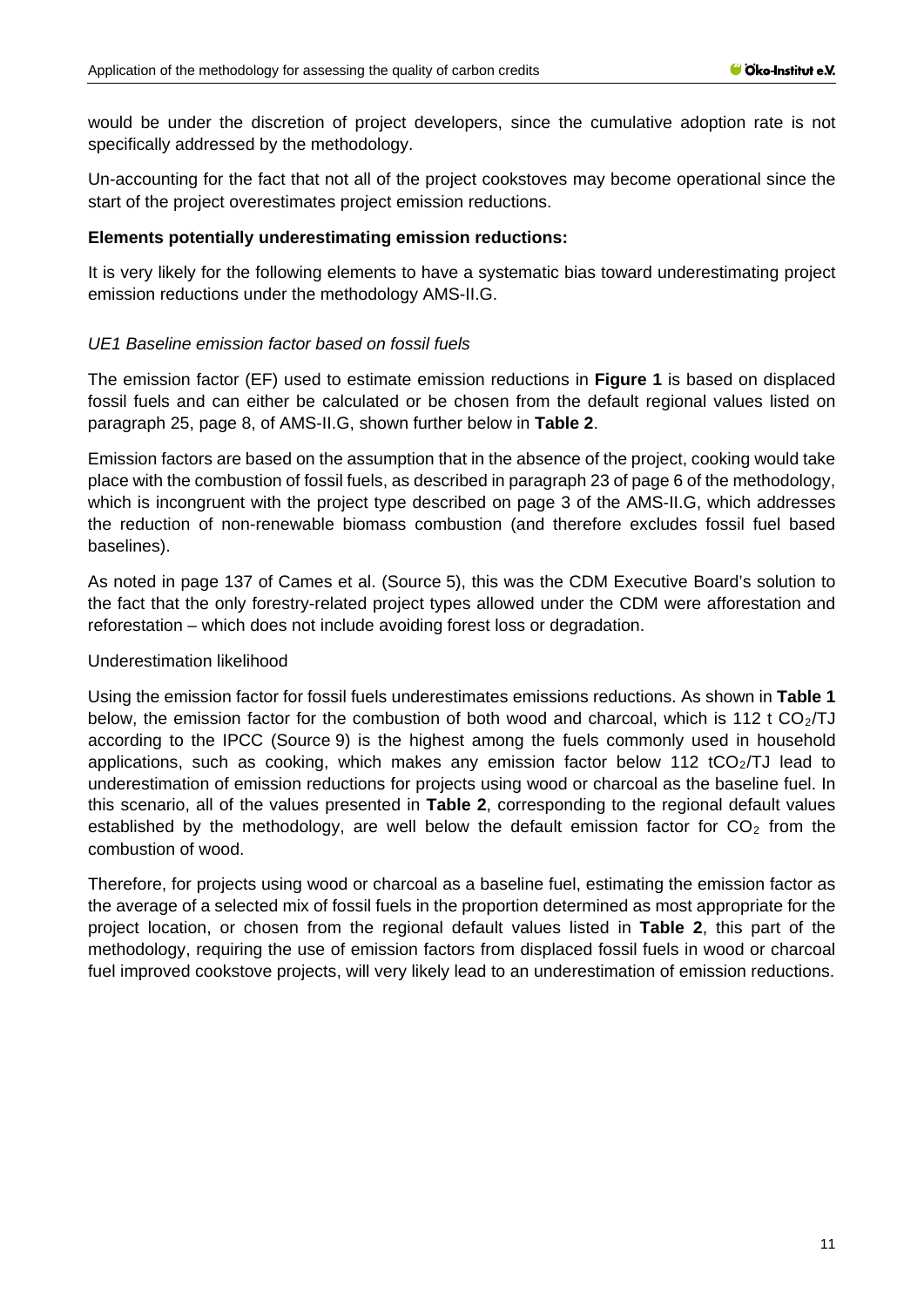would be under the discretion of project developers, since the cumulative adoption rate is not specifically addressed by the methodology.

Un-accounting for the fact that not all of the project cookstoves may become operational since the start of the project overestimates project emission reductions.

**Elements potentially underestimating emission reductions:**

It is very likely for the following elements to have a systematic bias toward underestimating project emission reductions under the methodology AMS-II.G.

*UE1 Baseline emission factor based on fossil fuels*

The emission factor (EF) used to estimate emission reductions in **Figure 1** is based on displaced fossil fuels and can either be calculated or be chosen from the default regional values listed on paragraph 25, page 8, of AMS-II.G, shown further below in **Table 2**.

Emission factors are based on the assumption that in the absence of the project, cooking would take place with the combustion of fossil fuels, as described in paragraph 23 of page 6 of the methodology, which is incongruent with the project type described on page 3 of the AMS-II.G, which addresses the reduction of non-renewable biomass combustion (and therefore excludes fossil fuel based baselines).

As noted in page 137 of Cames et al. (Source 5), this was the CDM Executive Board's solution to the fact that the only forestry-related project types allowed under the CDM were afforestation and reforestation – which does not include avoiding forest loss or degradation.

Underestimation likelihood

Using the emission factor for fossil fuels underestimates emissions reductions. As shown in **Table 1** below, the emission factor for the combustion of both wood and charcoal, which is 112 t $CO_2$/TJ according to the IPCC (Source 9) is the highest among the fuels commonly used in household applications, such as cooking, which makes any emission factor below 112 t$CO_2$/TJ lead to underestimation of emission reductions for projects using wood or charcoal as the baseline fuel. In this scenario, all of the values presented in **Table 2**, corresponding to the regional default values established by the methodology, are well below the default emission factor for $CO_2$ from the combustion of wood.

Therefore, for projects using wood or charcoal as a baseline fuel, estimating the emission factor as the average of a selected mix of fossil fuels in the proportion determined as most appropriate for the project location, or chosen from the regional default values listed in **Table 2**, this part of the methodology, requiring the use of emission factors from displaced fossil fuels in wood or charcoal fuel improved cookstove projects, will very likely lead to an underestimation of emission reductions.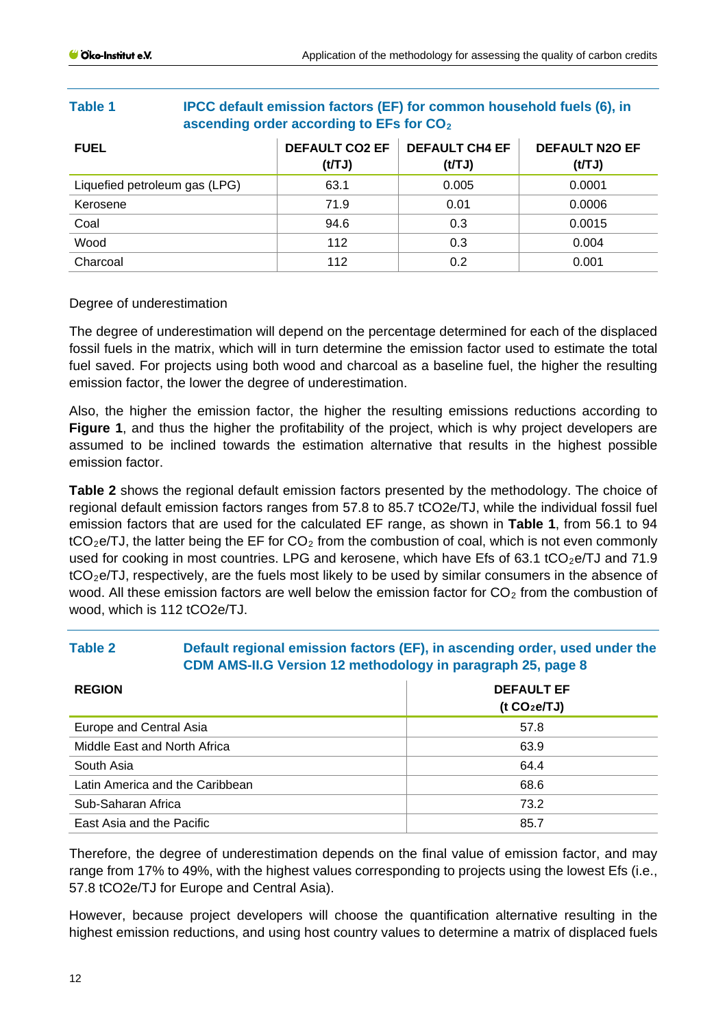**Table 1** IPCC default emission factors (EF) for common household fuels (6), in ascending order according to EFs for $CO_2$

| FUEL | DEFAULT CO2 EF (t/TJ) | DEFAULT CH4 EF (t/TJ) | DEFAULT N2O EF (t/TJ) |
|---|---|---|---|
| Liquefied petroleum gas (LPG) | 63.1 | 0.005 | 0.0001 |
| Kerosene | 71.9 | 0.01 | 0.0006 |
| Coal | 94.6 | 0.3 | 0.0015 |
| Wood | 112 | 0.3 | 0.004 |
| Charcoal | 112 | 0.2 | 0.001 |

Degree of underestimation

The degree of underestimation will depend on the percentage determined for each of the displaced fossil fuels in the matrix, which will in turn determine the emission factor used to estimate the total fuel saved. For projects using both wood and charcoal as a baseline fuel, the higher the resulting emission factor, the lower the degree of underestimation.

Also, the higher the emission factor, the higher the resulting emissions reductions according to **Figure 1**, and thus the higher the profitability of the project, which is why project developers are assumed to be inclined towards the estimation alternative that results in the highest possible emission factor.

**Table 2** shows the regional default emission factors presented by the methodology. The choice of regional default emission factors ranges from 57.8 to 85.7 tCO2e/TJ, while the individual fossil fuel emission factors that are used for the calculated EF range, as shown in **Table 1**, from 56.1 to 94 $tCO_2e$/TJ, the latter being the EF for $CO_2$ from the combustion of coal, which is not even commonly used for cooking in most countries. LPG and kerosene, which have Efs of 63.1 $tCO_2e$/TJ and 71.9 $tCO_2e$/TJ, respectively, are the fuels most likely to be used by similar consumers in the absence of wood. All these emission factors are well below the emission factor for $CO_2$ from the combustion of wood, which is 112 tCO2e/TJ.

**Table 2** Default regional emission factors (EF), in ascending order, used under the CDM AMS-II.G Version 12 methodology in paragraph 25, page 8

| REGION | DEFAULT EF (t $CO_2e$/TJ) |
|---|---|
| Europe and Central Asia | 57.8 |
| Middle East and North Africa | 63.9 |
| South Asia | 64.4 |
| Latin America and the Caribbean | 68.6 |
| Sub-Saharan Africa | 73.2 |
| East Asia and the Pacific | 85.7 |

Therefore, the degree of underestimation depends on the final value of emission factor, and may range from 17% to 49%, with the highest values corresponding to projects using the lowest Efs (i.e., 57.8 tCO2e/TJ for Europe and Central Asia).

However, because project developers will choose the quantification alternative resulting in the highest emission reductions, and using host country values to determine a matrix of displaced fuels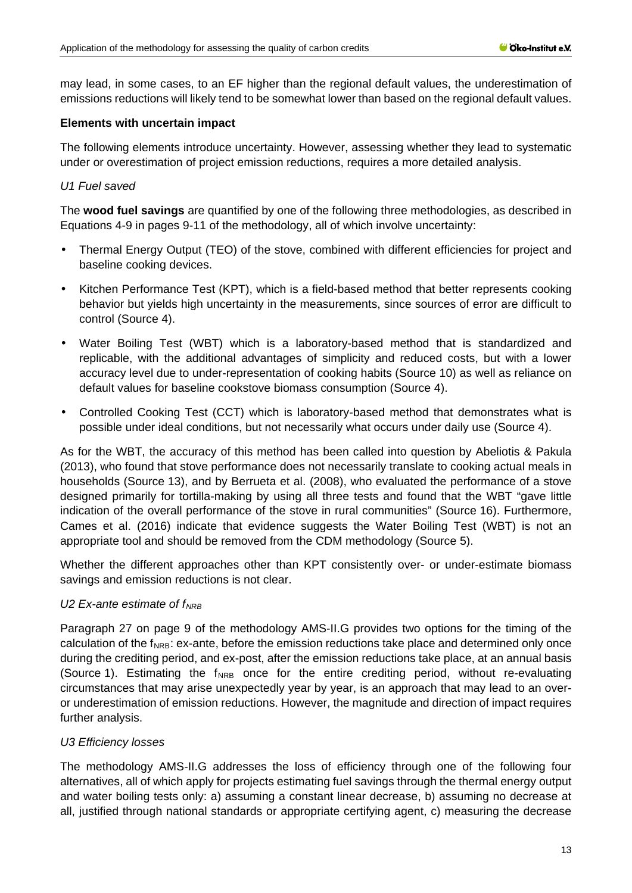may lead, in some cases, to an EF higher than the regional default values, the underestimation of emissions reductions will likely tend to be somewhat lower than based on the regional default values.

**Elements with uncertain impact**

The following elements introduce uncertainty. However, assessing whether they lead to systematic under or overestimation of project emission reductions, requires a more detailed analysis.

*U1 Fuel saved*

The **wood fuel savings** are quantified by one of the following three methodologies, as described in Equations 4-9 in pages 9-11 of the methodology, all of which involve uncertainty:

- Thermal Energy Output (TEO) of the stove, combined with different efficiencies for project and baseline cooking devices.
- Kitchen Performance Test (KPT), which is a field-based method that better represents cooking behavior but yields high uncertainty in the measurements, since sources of error are difficult to control (Source 4).
- Water Boiling Test (WBT) which is a laboratory-based method that is standardized and replicable, with the additional advantages of simplicity and reduced costs, but with a lower accuracy level due to under-representation of cooking habits (Source 10) as well as reliance on default values for baseline cookstove biomass consumption (Source 4).
- Controlled Cooking Test (CCT) which is laboratory-based method that demonstrates what is possible under ideal conditions, but not necessarily what occurs under daily use (Source 4).

As for the WBT, the accuracy of this method has been called into question by Abeliotis & Pakula (2013), who found that stove performance does not necessarily translate to cooking actual meals in households (Source 13), and by Berrueta et al. (2008), who evaluated the performance of a stove designed primarily for tortilla-making by using all three tests and found that the WBT "gave little indication of the overall performance of the stove in rural communities" (Source 16). Furthermore, Cames et al. (2016) indicate that evidence suggests the Water Boiling Test (WBT) is not an appropriate tool and should be removed from the CDM methodology (Source 5).

Whether the different approaches other than KPT consistently over- or under-estimate biomass savings and emission reductions is not clear.

*U2 Ex-ante estimate of $f_{NRB}$*

Paragraph 27 on page 9 of the methodology AMS-II.G provides two options for the timing of the calculation of the $f_{NRB}$: ex-ante, before the emission reductions take place and determined only once during the crediting period, and ex-post, after the emission reductions take place, at an annual basis (Source 1). Estimating the $f_{NRB}$ once for the entire crediting period, without re-evaluating circumstances that may arise unexpectedly year by year, is an approach that may lead to an over- or underestimation of emission reductions. However, the magnitude and direction of impact requires further analysis.

*U3 Efficiency losses*

The methodology AMS-II.G addresses the loss of efficiency through one of the following four alternatives, all of which apply for projects estimating fuel savings through the thermal energy output and water boiling tests only: a) assuming a constant linear decrease, b) assuming no decrease at all, justified through national standards or appropriate certifying agent, c) measuring the decrease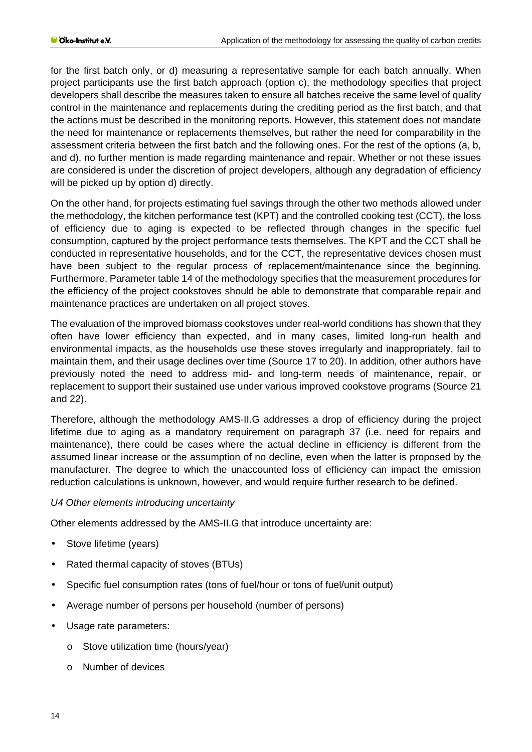for the first batch only, or d) measuring a representative sample for each batch annually. When project participants use the first batch approach (option c), the methodology specifies that project developers shall describe the measures taken to ensure all batches receive the same level of quality control in the maintenance and replacements during the crediting period as the first batch, and that the actions must be described in the monitoring reports. However, this statement does not mandate the need for maintenance or replacements themselves, but rather the need for comparability in the assessment criteria between the first batch and the following ones. For the rest of the options (a, b, and d), no further mention is made regarding maintenance and repair. Whether or not these issues are considered is under the discretion of project developers, although any degradation of efficiency will be picked up by option d) directly.

On the other hand, for projects estimating fuel savings through the other two methods allowed under the methodology, the kitchen performance test (KPT) and the controlled cooking test (CCT), the loss of efficiency due to aging is expected to be reflected through changes in the specific fuel consumption, captured by the project performance tests themselves. The KPT and the CCT shall be conducted in representative households, and for the CCT, the representative devices chosen must have been subject to the regular process of replacement/maintenance since the beginning. Furthermore, Parameter table 14 of the methodology specifies that the measurement procedures for the efficiency of the project cookstoves should be able to demonstrate that comparable repair and maintenance practices are undertaken on all project stoves.

The evaluation of the improved biomass cookstoves under real-world conditions has shown that they often have lower efficiency than expected, and in many cases, limited long-run health and environmental impacts, as the households use these stoves irregularly and inappropriately, fail to maintain them, and their usage declines over time (Source 17 to 20). In addition, other authors have previously noted the need to address mid- and long-term needs of maintenance, repair, or replacement to support their sustained use under various improved cookstove programs (Source 21 and 22).

Therefore, although the methodology AMS-II.G addresses a drop of efficiency during the project lifetime due to aging as a mandatory requirement on paragraph 37 (i.e. need for repairs and maintenance), there could be cases where the actual decline in efficiency is different from the assumed linear increase or the assumption of no decline, even when the latter is proposed by the manufacturer. The degree to which the unaccounted loss of efficiency can impact the emission reduction calculations is unknown, however, and would require further research to be defined.

*U4 Other elements introducing uncertainty*

Other elements addressed by the AMS-II.G that introduce uncertainty are:

- Stove lifetime (years)
- Rated thermal capacity of stoves (BTUs)
- Specific fuel consumption rates (tons of fuel/hour or tons of fuel/unit output)
- Average number of persons per household (number of persons)
- Usage rate parameters:
  - Stove utilization time (hours/year)
  - Number of devices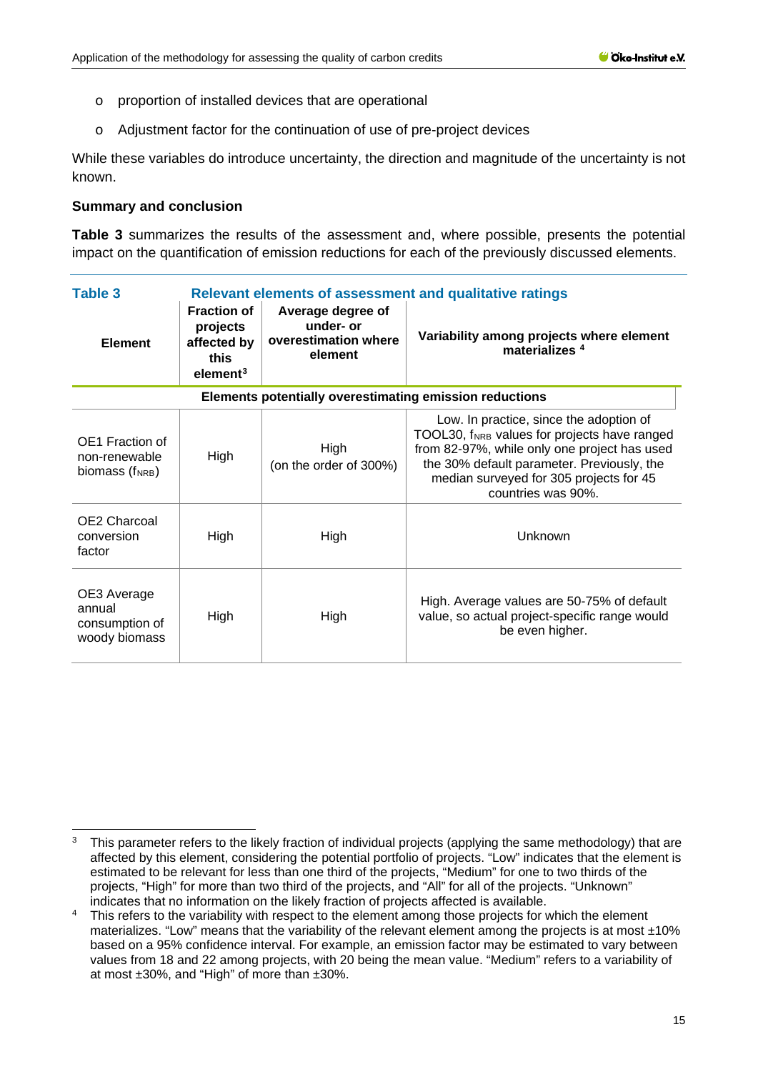- proportion of installed devices that are operational
- Adjustment factor for the continuation of use of pre-project devices

While these variables do introduce uncertainty, the direction and magnitude of the uncertainty is not known.

**Summary and conclusion**

**Table 3** summarizes the results of the assessment and, where possible, presents the potential impact on the quantification of emission reductions for each of the previously discussed elements.

**Table 3** Relevant elements of assessment and qualitative ratings

| Element | Fraction of projects affected by this element[3] | Average degree of under- or overestimation where element | Variability among projects where element materializes [4] |
|---|---|---|---|
| **Elements potentially overestimating emission reductions** | | | |
| OE1 Fraction of non-renewable biomass ($f_{NRB}$) | High | High (on the order of 300%) | Low. In practice, since the adoption of TOOL30, $f_{NRB}$ values for projects have ranged from 82-97%, while only one project has used the 30% default parameter. Previously, the median surveyed for 305 projects for 45 countries was 90%. |
| OE2 Charcoal conversion factor | High | High | Unknown |
| OE3 Average annual consumption of woody biomass | High | High | High. Average values are 50-75% of default value, so actual project-specific range would be even higher. |

[3] This parameter refers to the likely fraction of individual projects (applying the same methodology) that are affected by this element, considering the potential portfolio of projects. "Low" indicates that the element is estimated to be relevant for less than one third of the projects, "Medium" for one to two thirds of the projects, "High" for more than two third of the projects, and "All" for all of the projects. "Unknown" indicates that no information on the likely fraction of projects affected is available.

[4] This refers to the variability with respect to the element among those projects for which the element materializes. "Low" means that the variability of the relevant element among the projects is at most ±10% based on a 95% confidence interval. For example, an emission factor may be estimated to vary between values from 18 and 22 among projects, with 20 being the mean value. "Medium" refers to a variability of at most ±30%, and "High" of more than ±30%.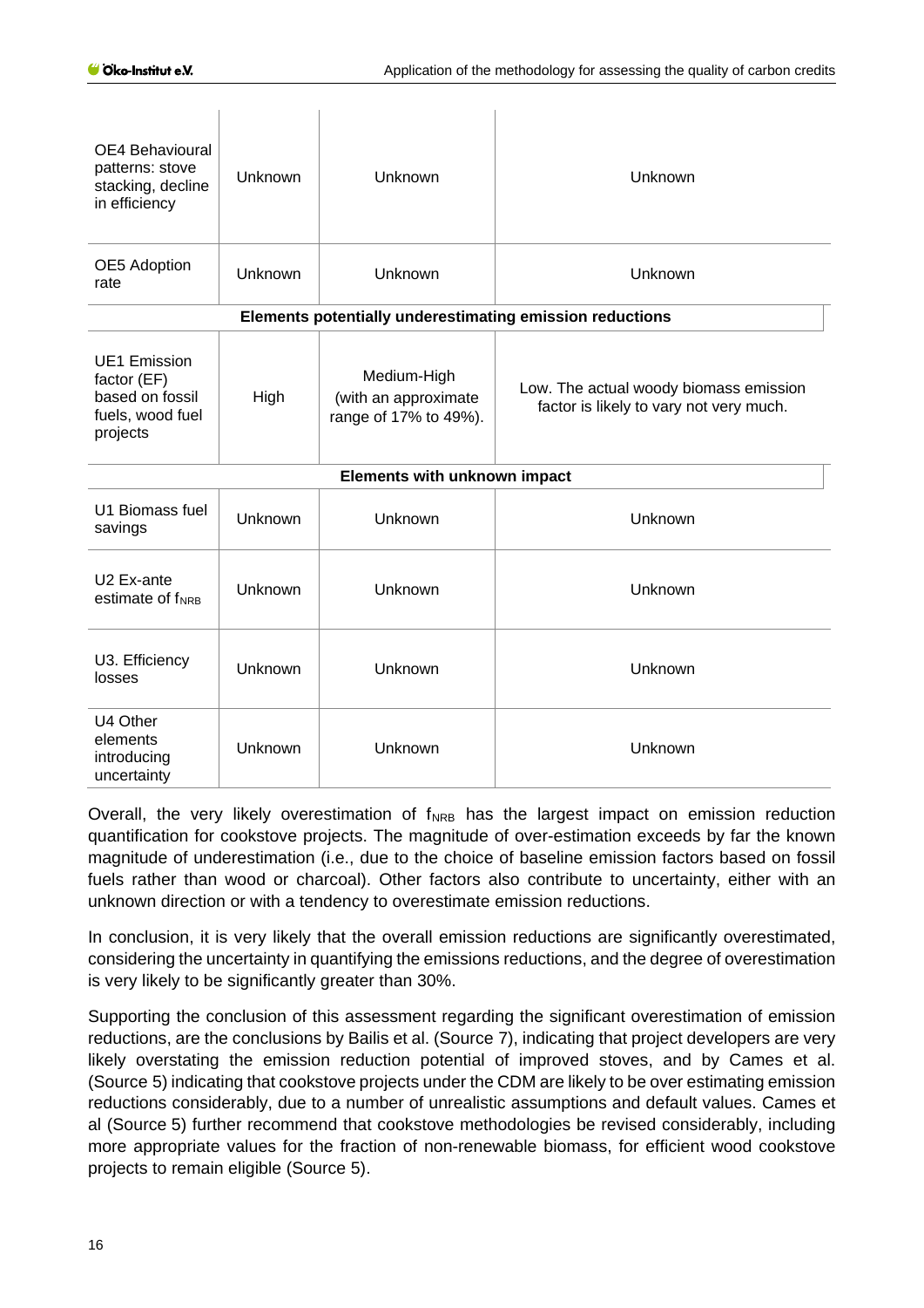| | | | |
|---|---|---|---|
| OE4 Behavioural patterns: stove stacking, decline in efficiency | Unknown | Unknown | Unknown |
| OE5 Adoption rate | Unknown | Unknown | Unknown |
| **Elements potentially underestimating emission reductions** | | | |
| UE1 Emission factor (EF) based on fossil fuels, wood fuel projects | High | Medium-High (with an approximate range of 17% to 49%). | Low. The actual woody biomass emission factor is likely to vary not very much. |
| **Elements with unknown impact** | | | |
| U1 Biomass fuel savings | Unknown | Unknown | Unknown |
| U2 Ex-ante estimate of $f_{NRB}$ | Unknown | Unknown | Unknown |
| U3. Efficiency losses | Unknown | Unknown | Unknown |
| U4 Other elements introducing uncertainty | Unknown | Unknown | Unknown |

Overall, the very likely overestimation of $f_{NRB}$ has the largest impact on emission reduction quantification for cookstove projects. The magnitude of over-estimation exceeds by far the known magnitude of underestimation (i.e., due to the choice of baseline emission factors based on fossil fuels rather than wood or charcoal). Other factors also contribute to uncertainty, either with an unknown direction or with a tendency to overestimate emission reductions.

In conclusion, it is very likely that the overall emission reductions are significantly overestimated, considering the uncertainty in quantifying the emissions reductions, and the degree of overestimation is very likely to be significantly greater than 30%.

Supporting the conclusion of this assessment regarding the significant overestimation of emission reductions, are the conclusions by Bailis et al. (Source 7), indicating that project developers are very likely overstating the emission reduction potential of improved stoves, and by Cames et al. (Source 5) indicating that cookstove projects under the CDM are likely to be over estimating emission reductions considerably, due to a number of unrealistic assumptions and default values. Cames et al (Source 5) further recommend that cookstove methodologies be revised considerably, including more appropriate values for the fraction of non-renewable biomass, for efficient wood cookstove projects to remain eligible (Source 5).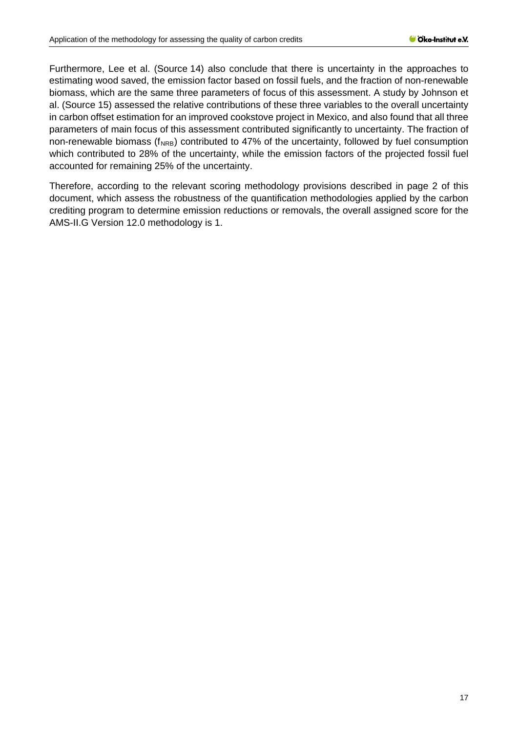Furthermore, Lee et al. (Source 14) also conclude that there is uncertainty in the approaches to estimating wood saved, the emission factor based on fossil fuels, and the fraction of non-renewable biomass, which are the same three parameters of focus of this assessment. A study by Johnson et al. (Source 15) assessed the relative contributions of these three variables to the overall uncertainty in carbon offset estimation for an improved cookstove project in Mexico, and also found that all three parameters of main focus of this assessment contributed significantly to uncertainty. The fraction of non-renewable biomass ($f_{NRB}$) contributed to 47% of the uncertainty, followed by fuel consumption which contributed to 28% of the uncertainty, while the emission factors of the projected fossil fuel accounted for remaining 25% of the uncertainty.

Therefore, according to the relevant scoring methodology provisions described in page 2 of this document, which assess the robustness of the quantification methodologies applied by the carbon crediting program to determine emission reductions or removals, the overall assigned score for the AMS-II.G Version 12.0 methodology is 1.